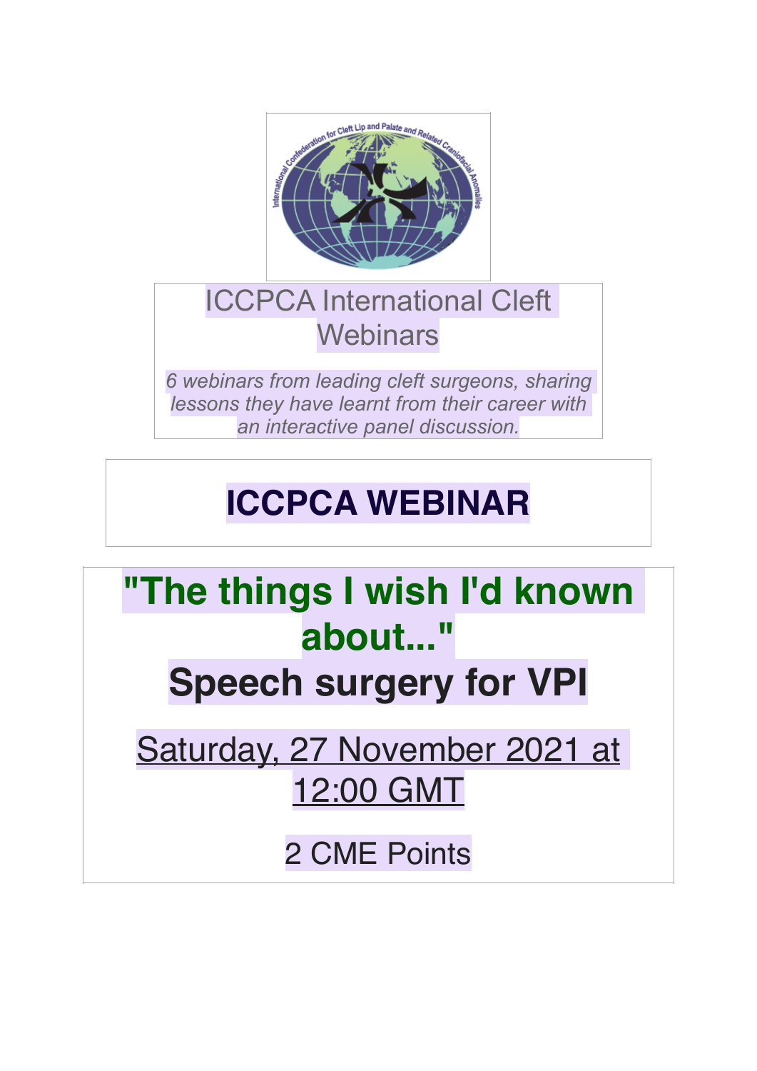# ICCPCA International Cleft Webinars

*6 webinars from leading cleft surgeons, sharing lessons they have learnt from their career with an interactive panel discussion.*

## ICCPCA WEBINAR

## "The things I wish I'd known about..."

## Speech surgery for VPI

Saturday, 27 November 2021 at 12:00 GMT

2 CME Points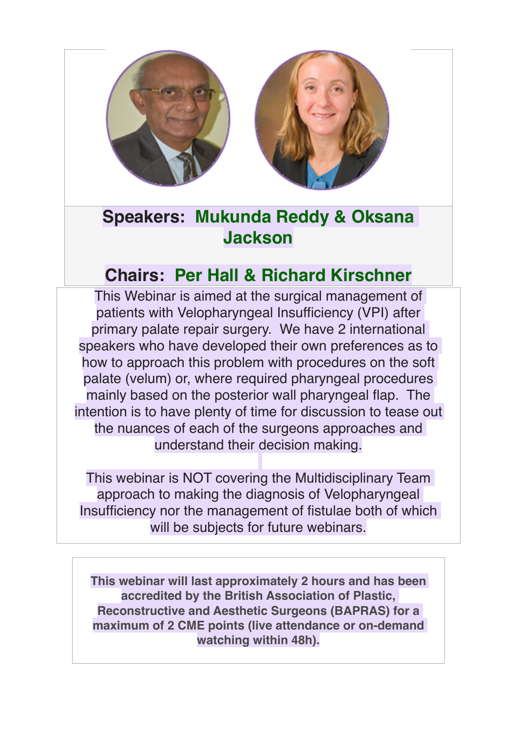**Speakers: Mukunda Reddy & Oksana Jackson**

**Chairs: Per Hall & Richard Kirschner**

This Webinar is aimed at the surgical management of patients with Velopharyngeal Insufficiency (VPI) after primary palate repair surgery. We have 2 international speakers who have developed their own preferences as to how to approach this problem with procedures on the soft palate (velum) or, where required pharyngeal procedures mainly based on the posterior wall pharyngeal flap. The intention is to have plenty of time for discussion to tease out the nuances of each of the surgeons approaches and understand their decision making.

This webinar is NOT covering the Multidisciplinary Team approach to making the diagnosis of Velopharyngeal Insufficiency nor the management of fistulae both of which will be subjects for future webinars.

**This webinar will last approximately 2 hours and has been accredited by the British Association of Plastic, Reconstructive and Aesthetic Surgeons (BAPRAS) for a maximum of 2 CME points (live attendance or on-demand watching within 48h).**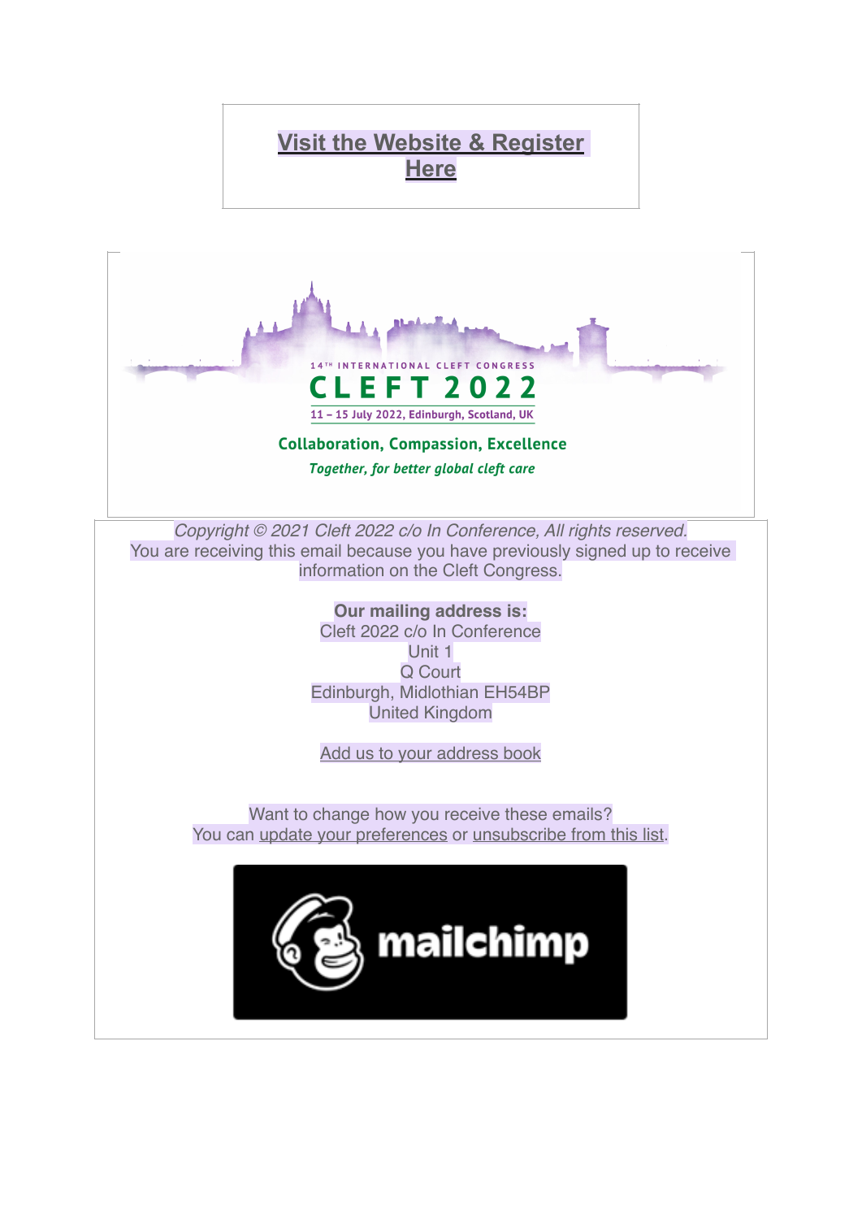**Visit the Website & Register Here**

14TH INTERNATIONAL CLEFT CONGRESS

CLEFT 2022

11 – 15 July 2022, Edinburgh, Scotland, UK

Collaboration, Compassion, Excellence

*Together, for better global cleft care*

*Copyright © 2021 Cleft 2022 c/o In Conference, All rights reserved.*
You are receiving this email because you have previously signed up to receive information on the Cleft Congress.

**Our mailing address is:**
Cleft 2022 c/o In Conference
Unit 1
Q Court
Edinburgh, Midlothian EH54BP
United Kingdom

Add us to your address book

Want to change how you receive these emails?
You can update your preferences or unsubscribe from this list.

mailchimp